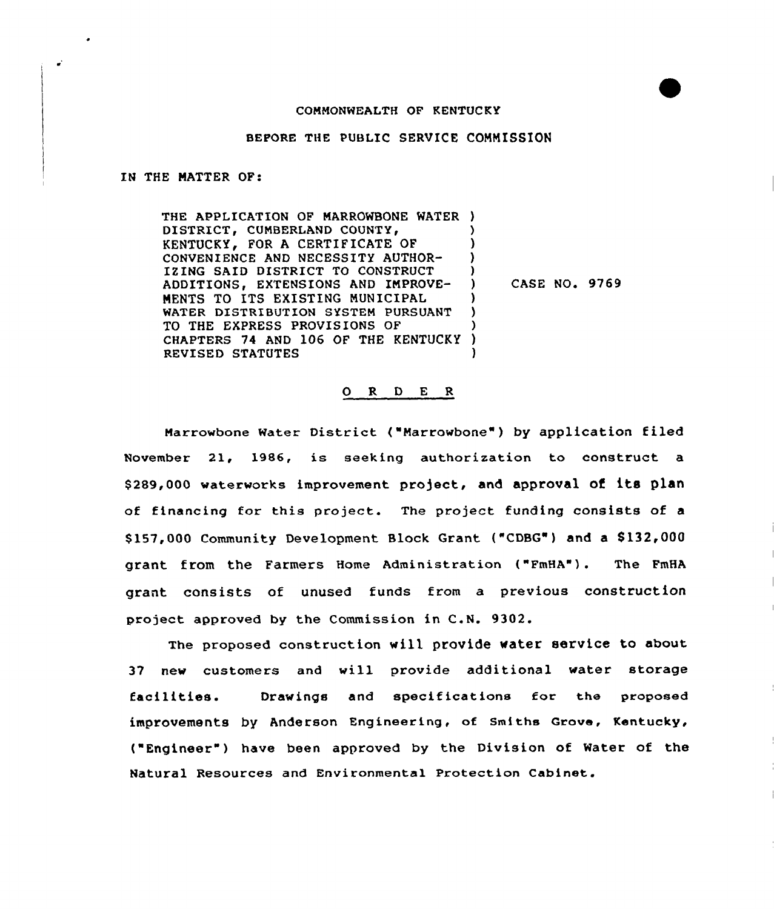COMMONWEALTH OF KENTUCKY

BEFORE THE PUBLIC SERVICE COMMISSION

IN THE MATTER OF:

| | |
|---|---|
| THE APPLICATION OF MARROWBONE WATER DISTRICT, CUMBERLAND COUNTY, KENTUCKY, FOR A CERTIFICATE OF CONVENIENCE AND NECESSITY AUTHORIZING SAID DISTRICT TO CONSTRUCT ADDITIONS, EXTENSIONS AND IMPROVEMENTS TO ITS EXISTING MUNICIPAL WATER DISTRIBUTION SYSTEM PURSUANT TO THE EXPRESS PROVISIONS OF CHAPTERS 74 AND 106 OF THE KENTUCKY REVISED STATUTES | CASE NO. 9769 |

## O R D E R

Marrowbone Water District ("Marrowbone") by application filed November 21, 1986, is seeking authorization to construct a $289,000 waterworks improvement project, and approval of its plan of financing for this project. The project funding consists of a $157,000 Community Development Block Grant ("CDBG") and a $132,000 grant from the Farmers Home Administration ("FmHA"). The FmHA grant consists of unused funds from a previous construction project approved by the Commission in C.N. 9302.

The proposed construction will provide water service to about 37 new customers and will provide additional water storage facilities. Drawings and specifications for the proposed improvements by Anderson Engineering, of Smiths Grove, Kentucky, ("Engineer") have been approved by the Division of Water of the Natural Resources and Environmental Protection Cabinet.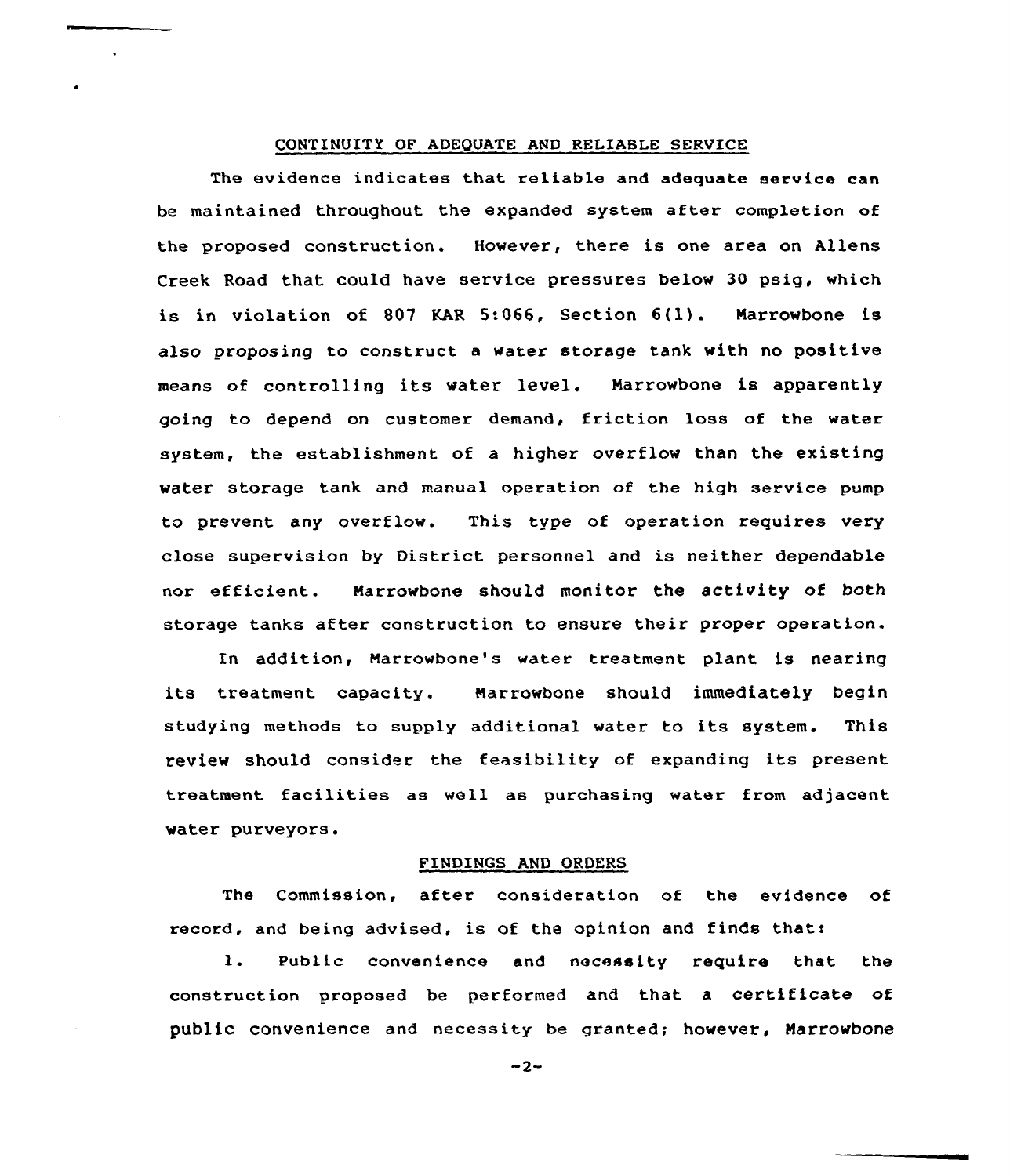## CONTINUITY OF ADEQUATE AND RELIABLE SERVICE

The evidence indicates that reliable and adequate service can be maintained throughout the expanded system after completion of the proposed construction. However, there is one area on Allens Creek Road that could have service pressures below 30 psig, which is in violation of 807 KAR 5:066, Section 6(1). Marrowbone is also proposing to construct a water storage tank with no positive means of controlling its water level. Marrowbone is apparently going to depend on customer demand, friction loss of the water system, the establishment of a higher overflow than the existing water storage tank and manual operation of the high service pump to prevent any overflow. This type of operation requires very close supervision by District personnel and is neither dependable nor efficient. Marrowbone should monitor the activity of both storage tanks after construction to ensure their proper operation.

In addition, Marrowbone's water treatment plant is nearing its treatment capacity. Marrowbone should immediately begin studying methods to supply additional water to its system. This review should consider the feasibility of expanding its present treatment facilities as well as purchasing water from adjacent water purveyors.

## FINDINGS AND ORDERS

The Commission, after consideration of the evidence of record, and being advised, is of the opinion and finds that:

1. Public convenience and necessity require that the construction proposed be performed and that a certificate of public convenience and necessity be granted; however, Marrowbone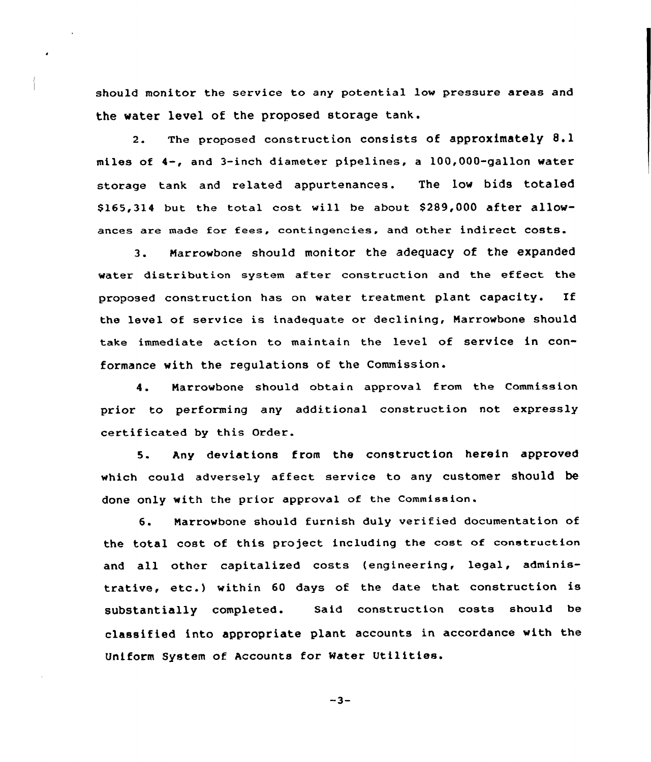should monitor the service to any potential low pressure areas and the water level of the proposed storage tank.

2. The proposed construction consists of approximately 8.1 miles of 4-, and 3-inch diameter pipelines, a 100,000-gallon water storage tank and related appurtenances. The low bids totaled $165,314 but the total cost will be about $289,000 after allowances are made for fees, contingencies, and other indirect costs.

3. Marrowbone should monitor the adequacy of the expanded water distribution system after construction and the effect the proposed construction has on water treatment plant capacity. If the level of service is inadequate or declining, Marrowbone should take immediate action to maintain the level of service in conformance with the regulations of the Commission.

4. Marrowbone should obtain approval from the Commission prior to performing any additional construction not expressly certificated by this Order.

5. Any deviations from the construction herein approved which could adversely affect service to any customer should be done only with the prior approval of the Commission.

6. Marrowbone should furnish duly verified documentation of the total cost of this project including the cost of construction and all other capitalized costs (engineering, legal, administrative, etc.) within 60 days of the date that construction is substantially completed. Said construction costs should be classified into appropriate plant accounts in accordance with the Uniform System of Accounts for Water Utilities.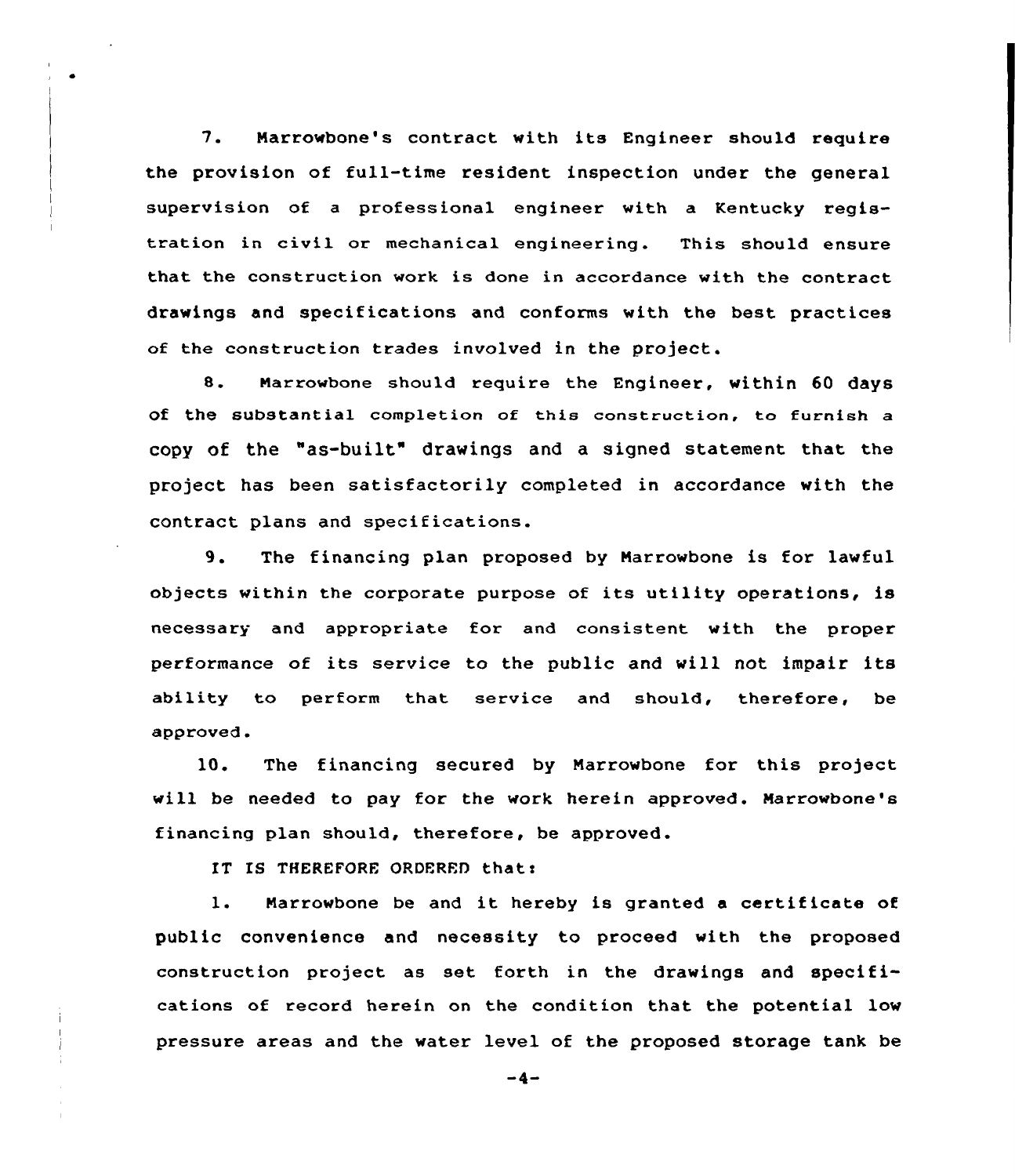7. Marrowbone's contract with its Engineer should require the provision of full-time resident inspection under the general supervision of a professional engineer with a Kentucky registration in civil or mechanical engineering. This should ensure that the construction work is done in accordance with the contract drawings and specifications and conforms with the best practices of the construction trades involved in the project.

8. Marrowbone should require the Engineer, within 60 days of the substantial completion of this construction, to furnish a copy of the "as-built" drawings and a signed statement that the project has been satisfactorily completed in accordance with the contract plans and specifications.

9. The financing plan proposed by Marrowbone is for lawful objects within the corporate purpose of its utility operations, is necessary and appropriate for and consistent with the proper performance of its service to the public and will not impair its ability to perform that service and should, therefore, be approved.

10. The financing secured by Marrowbone for this project will be needed to pay for the work herein approved. Marrowbone's financing plan should, therefore, be approved.

IT IS THEREFORE ORDERED that:

1. Marrowbone be and it hereby is granted a certificate of public convenience and necessity to proceed with the proposed construction project as set forth in the drawings and specifications of record herein on the condition that the potential low pressure areas and the water level of the proposed storage tank be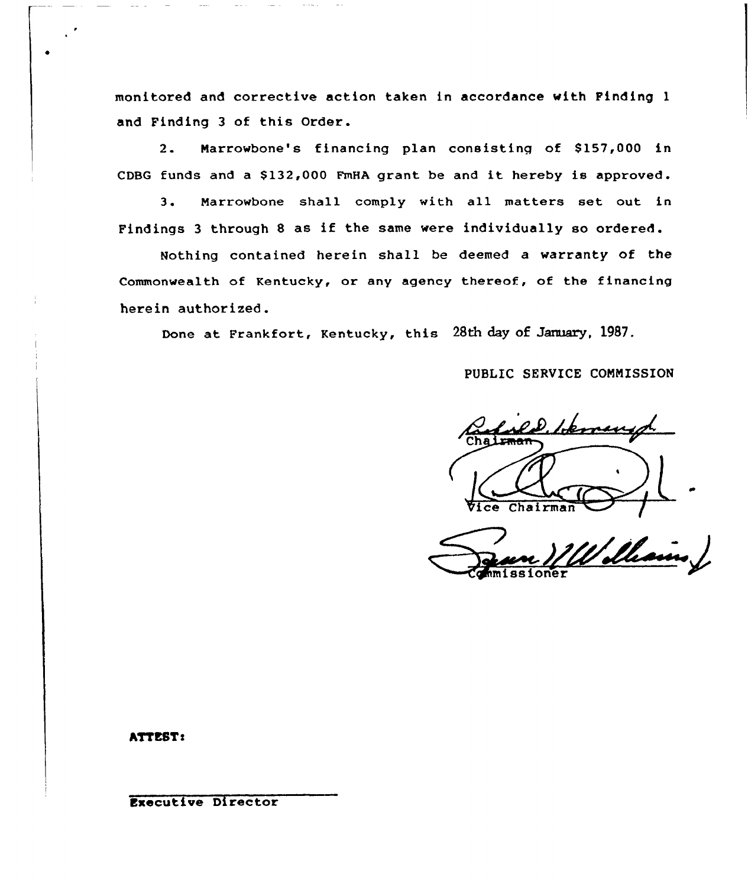monitored and corrective action taken in accordance with Finding 1 and Finding 3 of this Order.

2. Marrowbone's financing plan consisting of $157,000 in CDBG funds and a $132,000 FmHA grant be and it hereby is approved.

3. Marrowbone shall comply with all matters set out in Findings 3 through 8 as if the same were individually so ordered.

Nothing contained herein shall be deemed a warranty of the Commonwealth of Kentucky, or any agency thereof, of the financing herein authorized.

Done at Frankfort, Kentucky, this 28th day of January, 1987.

PUBLIC SERVICE COMMISSION

Chairman

Vice Chairman

Commissioner

ATTEST:

Executive Director